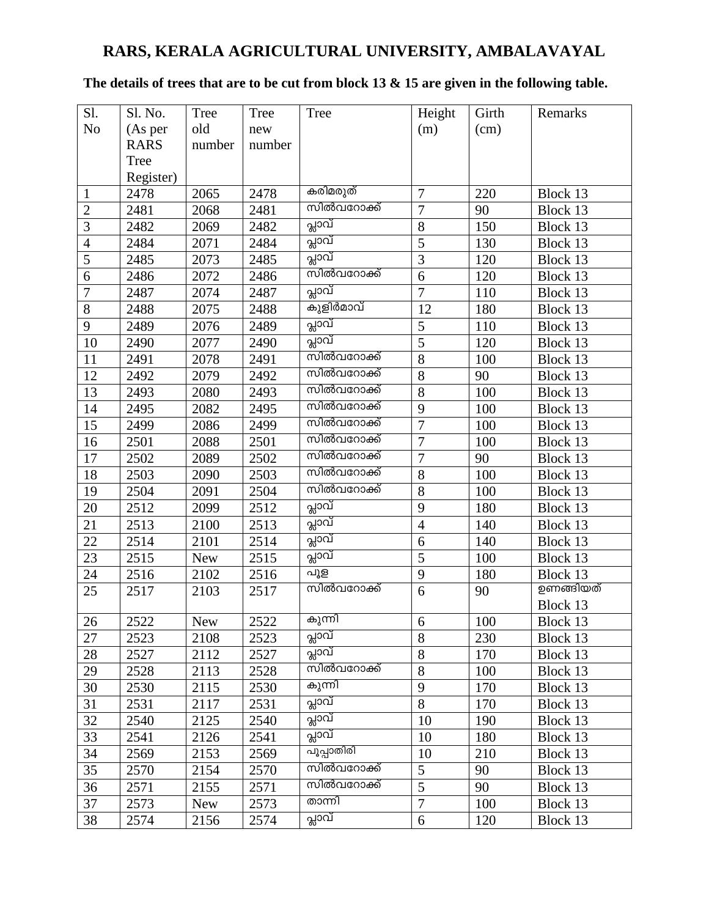# RARS, KERALA AGRICULTURAL UNIVERSITY, AMBALAVAYAL

**The details of trees that are to be cut from block 13 & 15 are given in the following table.**

| Sl. No | Sl. No. (As per RARS Tree Register) | Tree old number | Tree new number | Tree | Height (m) | Girth (cm) | Remarks |
|---|---|---|---|---|---|---|---|
| 1 | 2478 | 2065 | 2478 | കരിമരുത് | 7 | 220 | Block 13 |
| 2 | 2481 | 2068 | 2481 | സിൽവറോക്ക് | 7 | 90 | Block 13 |
| 3 | 2482 | 2069 | 2482 | പ്ലാവ് | 8 | 150 | Block 13 |
| 4 | 2484 | 2071 | 2484 | പ്ലാവ് | 5 | 130 | Block 13 |
| 5 | 2485 | 2073 | 2485 | പ്ലാവ് | 3 | 120 | Block 13 |
| 6 | 2486 | 2072 | 2486 | സിൽവറോക്ക് | 6 | 120 | Block 13 |
| 7 | 2487 | 2074 | 2487 | പ്ലാവ് | 7 | 110 | Block 13 |
| 8 | 2488 | 2075 | 2488 | കുളിർമാവ് | 12 | 180 | Block 13 |
| 9 | 2489 | 2076 | 2489 | പ്ലാവ് | 5 | 110 | Block 13 |
| 10 | 2490 | 2077 | 2490 | പ്ലാവ് | 5 | 120 | Block 13 |
| 11 | 2491 | 2078 | 2491 | സിൽവറോക്ക് | 8 | 100 | Block 13 |
| 12 | 2492 | 2079 | 2492 | സിൽവറോക്ക് | 8 | 90 | Block 13 |
| 13 | 2493 | 2080 | 2493 | സിൽവറോക്ക് | 8 | 100 | Block 13 |
| 14 | 2495 | 2082 | 2495 | സിൽവറോക്ക് | 9 | 100 | Block 13 |
| 15 | 2499 | 2086 | 2499 | സിൽവറോക്ക് | 7 | 100 | Block 13 |
| 16 | 2501 | 2088 | 2501 | സിൽവറോക്ക് | 7 | 100 | Block 13 |
| 17 | 2502 | 2089 | 2502 | സിൽവറോക്ക് | 7 | 90 | Block 13 |
| 18 | 2503 | 2090 | 2503 | സിൽവറോക്ക് | 8 | 100 | Block 13 |
| 19 | 2504 | 2091 | 2504 | സിൽവറോക്ക് | 8 | 100 | Block 13 |
| 20 | 2512 | 2099 | 2512 | പ്ലാവ് | 9 | 180 | Block 13 |
| 21 | 2513 | 2100 | 2513 | പ്ലാവ് | 4 | 140 | Block 13 |
| 22 | 2514 | 2101 | 2514 | പ്ലാവ് | 6 | 140 | Block 13 |
| 23 | 2515 | New | 2515 | പ്ലാവ് | 5 | 100 | Block 13 |
| 24 | 2516 | 2102 | 2516 | പൂള | 9 | 180 | Block 13 |
| 25 | 2517 | 2103 | 2517 | സിൽവറോക്ക് | 6 | 90 | ഉണങ്ങിയത് Block 13 |
| 26 | 2522 | New | 2522 | കുന്നി | 6 | 100 | Block 13 |
| 27 | 2523 | 2108 | 2523 | പ്ലാവ് | 8 | 230 | Block 13 |
| 28 | 2527 | 2112 | 2527 | പ്ലാവ് | 8 | 170 | Block 13 |
| 29 | 2528 | 2113 | 2528 | സിൽവറോക്ക് | 8 | 100 | Block 13 |
| 30 | 2530 | 2115 | 2530 | കുന്നി | 9 | 170 | Block 13 |
| 31 | 2531 | 2117 | 2531 | പ്ലാവ് | 8 | 170 | Block 13 |
| 32 | 2540 | 2125 | 2540 | പ്ലാവ് | 10 | 190 | Block 13 |
| 33 | 2541 | 2126 | 2541 | പ്ലാവ് | 10 | 180 | Block 13 |
| 34 | 2569 | 2153 | 2569 | പൂപ്പാതിരി | 10 | 210 | Block 13 |
| 35 | 2570 | 2154 | 2570 | സിൽവറോക്ക് | 5 | 90 | Block 13 |
| 36 | 2571 | 2155 | 2571 | സിൽവറോക്ക് | 5 | 90 | Block 13 |
| 37 | 2573 | New | 2573 | താന്നി | 7 | 100 | Block 13 |
| 38 | 2574 | 2156 | 2574 | പ്ലാവ് | 6 | 120 | Block 13 |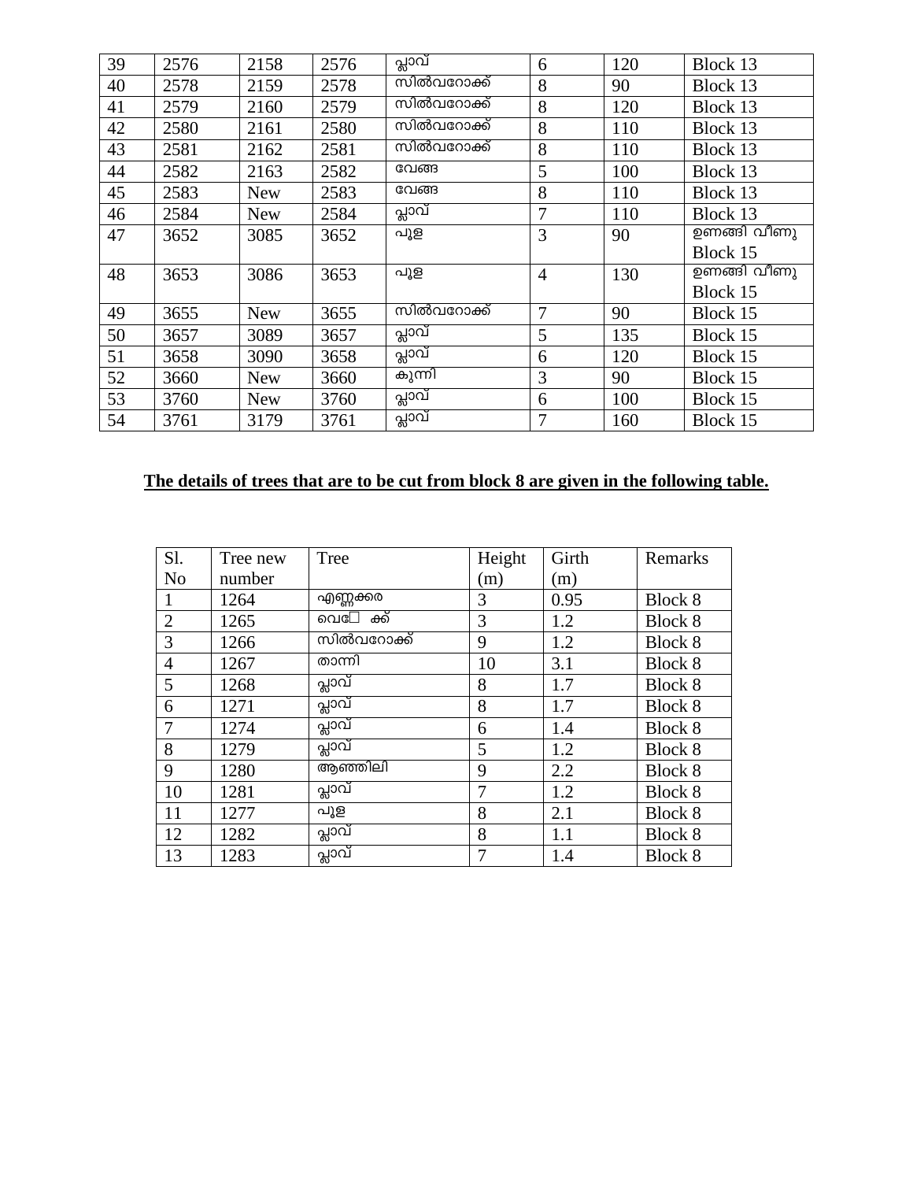| | | | | | | | |
|---|---|---|---|---|---|---|---|
| 39 | 2576 | 2158 | 2576 | പ്ലാവ് | 6 | 120 | Block 13 |
| 40 | 2578 | 2159 | 2578 | സിൽവറോക്ക് | 8 | 90 | Block 13 |
| 41 | 2579 | 2160 | 2579 | സിൽവറോക്ക് | 8 | 120 | Block 13 |
| 42 | 2580 | 2161 | 2580 | സിൽവറോക്ക് | 8 | 110 | Block 13 |
| 43 | 2581 | 2162 | 2581 | സിൽവറോക്ക് | 8 | 110 | Block 13 |
| 44 | 2582 | 2163 | 2582 | വേങ്ങ | 5 | 100 | Block 13 |
| 45 | 2583 | New | 2583 | വേങ്ങ | 8 | 110 | Block 13 |
| 46 | 2584 | New | 2584 | പ്ലാവ് | 7 | 110 | Block 13 |
| 47 | 3652 | 3085 | 3652 | പൂള | 3 | 90 | ഉണങ്ങി വീണു Block 15 |
| 48 | 3653 | 3086 | 3653 | പൂള | 4 | 130 | ഉണങ്ങി വീണു Block 15 |
| 49 | 3655 | New | 3655 | സിൽവറോക്ക് | 7 | 90 | Block 15 |
| 50 | 3657 | 3089 | 3657 | പ്ലാവ് | 5 | 135 | Block 15 |
| 51 | 3658 | 3090 | 3658 | പ്ലാവ് | 6 | 120 | Block 15 |
| 52 | 3660 | New | 3660 | കുന്നി | 3 | 90 | Block 15 |
| 53 | 3760 | New | 3760 | പ്ലാവ് | 6 | 100 | Block 15 |
| 54 | 3761 | 3179 | 3761 | പ്ലാവ് | 7 | 160 | Block 15 |

**The details of trees that are to be cut from block 8 are given in the following table.**

| Sl. No | Tree new number | Tree | Height (m) | Girth (m) | Remarks |
|---|---|---|---|---|---|
| 1 | 1264 | എണ്ണക്കര | 3 | 0.95 | Block 8 |
| 2 | 1265 | വെ□ ക്ക് | 3 | 1.2 | Block 8 |
| 3 | 1266 | സിൽവറോക്ക് | 9 | 1.2 | Block 8 |
| 4 | 1267 | താന്നി | 10 | 3.1 | Block 8 |
| 5 | 1268 | പ്ലാവ് | 8 | 1.7 | Block 8 |
| 6 | 1271 | പ്ലാവ് | 8 | 1.7 | Block 8 |
| 7 | 1274 | പ്ലാവ് | 6 | 1.4 | Block 8 |
| 8 | 1279 | പ്ലാവ് | 5 | 1.2 | Block 8 |
| 9 | 1280 | ആഞ്ഞിലി | 9 | 2.2 | Block 8 |
| 10 | 1281 | പ്ലാവ് | 7 | 1.2 | Block 8 |
| 11 | 1277 | പൂള | 8 | 2.1 | Block 8 |
| 12 | 1282 | പ്ലാവ് | 8 | 1.1 | Block 8 |
| 13 | 1283 | പ്ലാവ് | 7 | 1.4 | Block 8 |